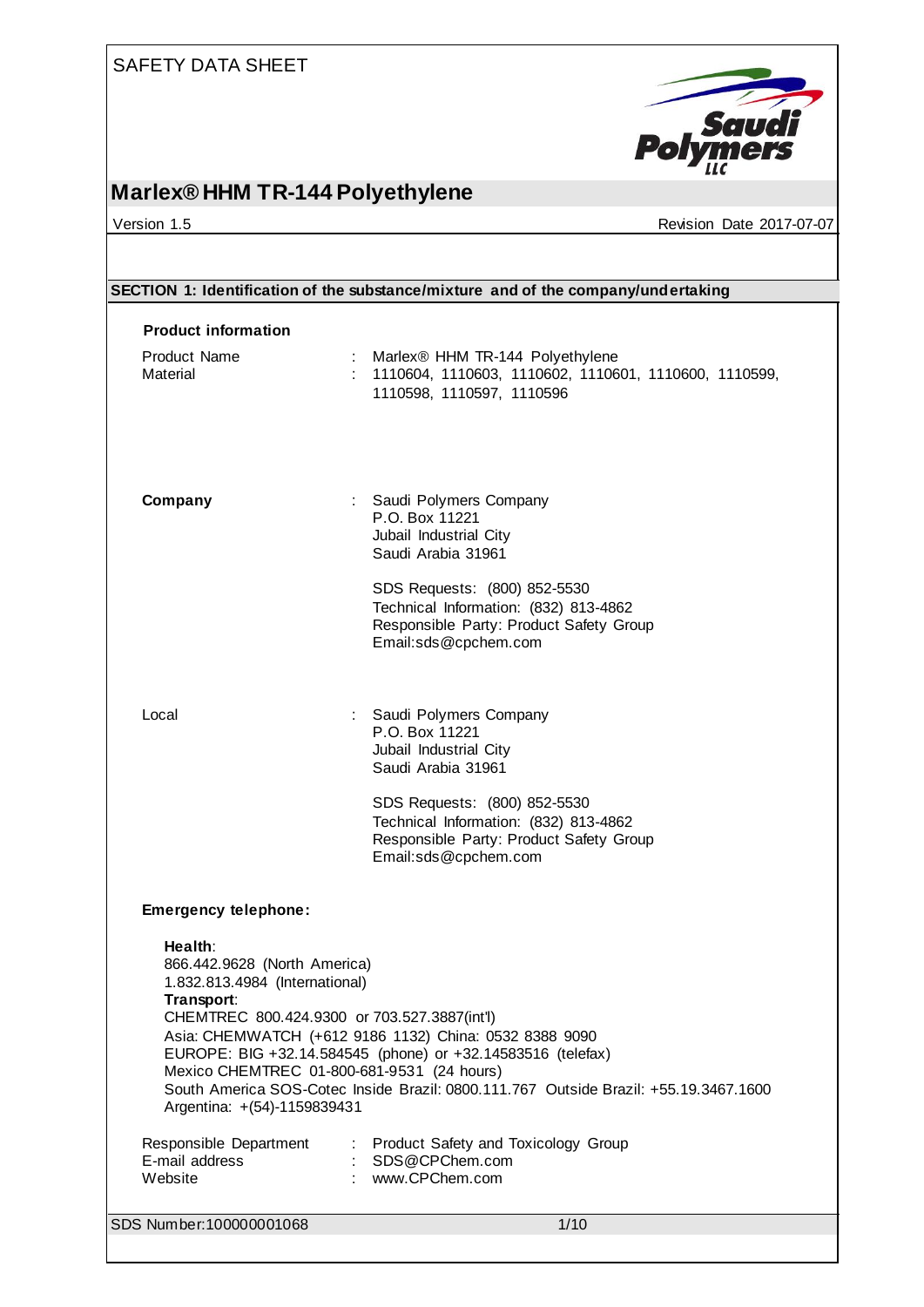SAFETY DATA SHEET

# Marlex® HHM TR-144 Polyethylene

Version 1.5 | Revision Date 2017-07-07

## SECTION 1: Identification of the substance/mixture and of the company/undertaking

### Product information

| | | |
|---|---|---|
| Product Name | : | Marlex® HHM TR-144 Polyethylene |
| Material | : | 1110604, 1110603, 1110602, 1110601, 1110600, 1110599, 1110598, 1110597, 1110596 |

**Company** : Saudi Polymers Company
P.O. Box 11221
Jubail Industrial City
Saudi Arabia 31961

SDS Requests: (800) 852-5530
Technical Information: (832) 813-4862
Responsible Party: Product Safety Group
Email:sds@cpchem.com

Local : Saudi Polymers Company
P.O. Box 11221
Jubail Industrial City
Saudi Arabia 31961

SDS Requests: (800) 852-5530
Technical Information: (832) 813-4862
Responsible Party: Product Safety Group
Email:sds@cpchem.com

**Emergency telephone:**

**Health**:
866.442.9628 (North America)
1.832.813.4984 (International)
**Transport**:
CHEMTREC 800.424.9300 or 703.527.3887(int'l)
Asia: CHEMWATCH (+612 9186 1132) China: 0532 8388 9090
EUROPE: BIG +32.14.584545 (phone) or +32.14583516 (telefax)
Mexico CHEMTREC 01-800-681-9531 (24 hours)
South America SOS-Cotec Inside Brazil: 0800.111.767 Outside Brazil: +55.19.3467.1600
Argentina: +(54)-1159839431

| | | |
|---|---|---|
| Responsible Department | : | Product Safety and Toxicology Group |
| E-mail address | : | SDS@CPChem.com |
| Website | : | www.CPChem.com |

SDS Number:100000001068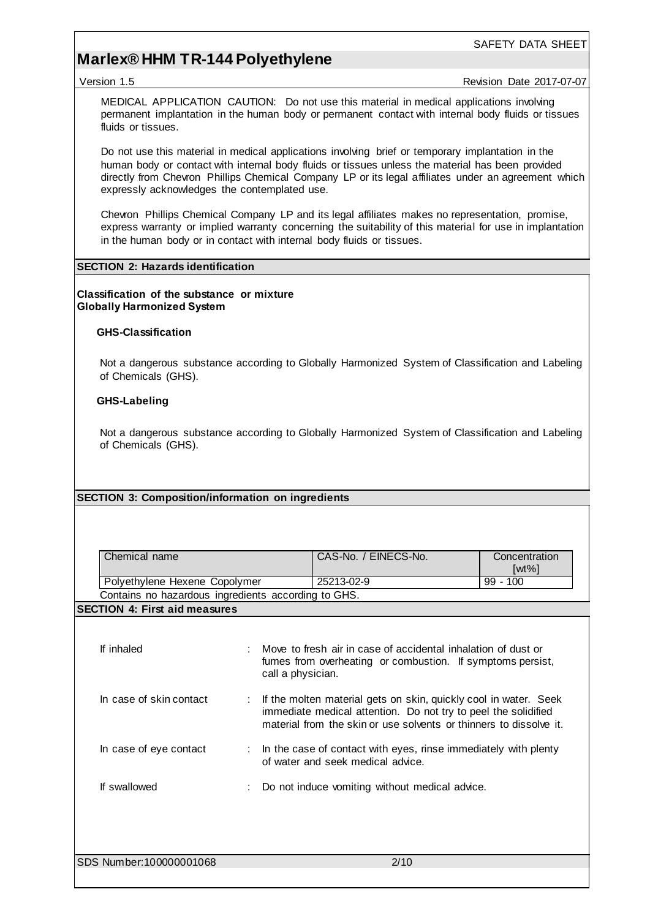MEDICAL APPLICATION CAUTION: Do not use this material in medical applications involving permanent implantation in the human body or permanent contact with internal body fluids or tissues fluids or tissues.

Do not use this material in medical applications involving brief or temporary implantation in the human body or contact with internal body fluids or tissues unless the material has been provided directly from Chevron Phillips Chemical Company LP or its legal affiliates under an agreement which expressly acknowledges the contemplated use.

Chevron Phillips Chemical Company LP and its legal affiliates makes no representation, promise, express warranty or implied warranty concerning the suitability of this material for use in implantation in the human body or in contact with internal body fluids or tissues.

## SECTION 2: Hazards identification

**Classification of the substance or mixture**
**Globally Harmonized System**

**GHS-Classification**

Not a dangerous substance according to Globally Harmonized System of Classification and Labeling of Chemicals (GHS).

**GHS-Labeling**

Not a dangerous substance according to Globally Harmonized System of Classification and Labeling of Chemicals (GHS).

## SECTION 3: Composition/information on ingredients

| Chemical name | CAS-No. / EINECS-No. | Concentration [wt%] |
|---|---|---|
| Polyethylene Hexene Copolymer | 25213-02-9 | 99 - 100 |

Contains no hazardous ingredients according to GHS.

## SECTION 4: First aid measures

If inhaled : Move to fresh air in case of accidental inhalation of dust or fumes from overheating or combustion. If symptoms persist, call a physician.

In case of skin contact : If the molten material gets on skin, quickly cool in water. Seek immediate medical attention. Do not try to peel the solidified material from the skin or use solvents or thinners to dissolve it.

In case of eye contact : In the case of contact with eyes, rinse immediately with plenty of water and seek medical advice.

If swallowed : Do not induce vomiting without medical advice.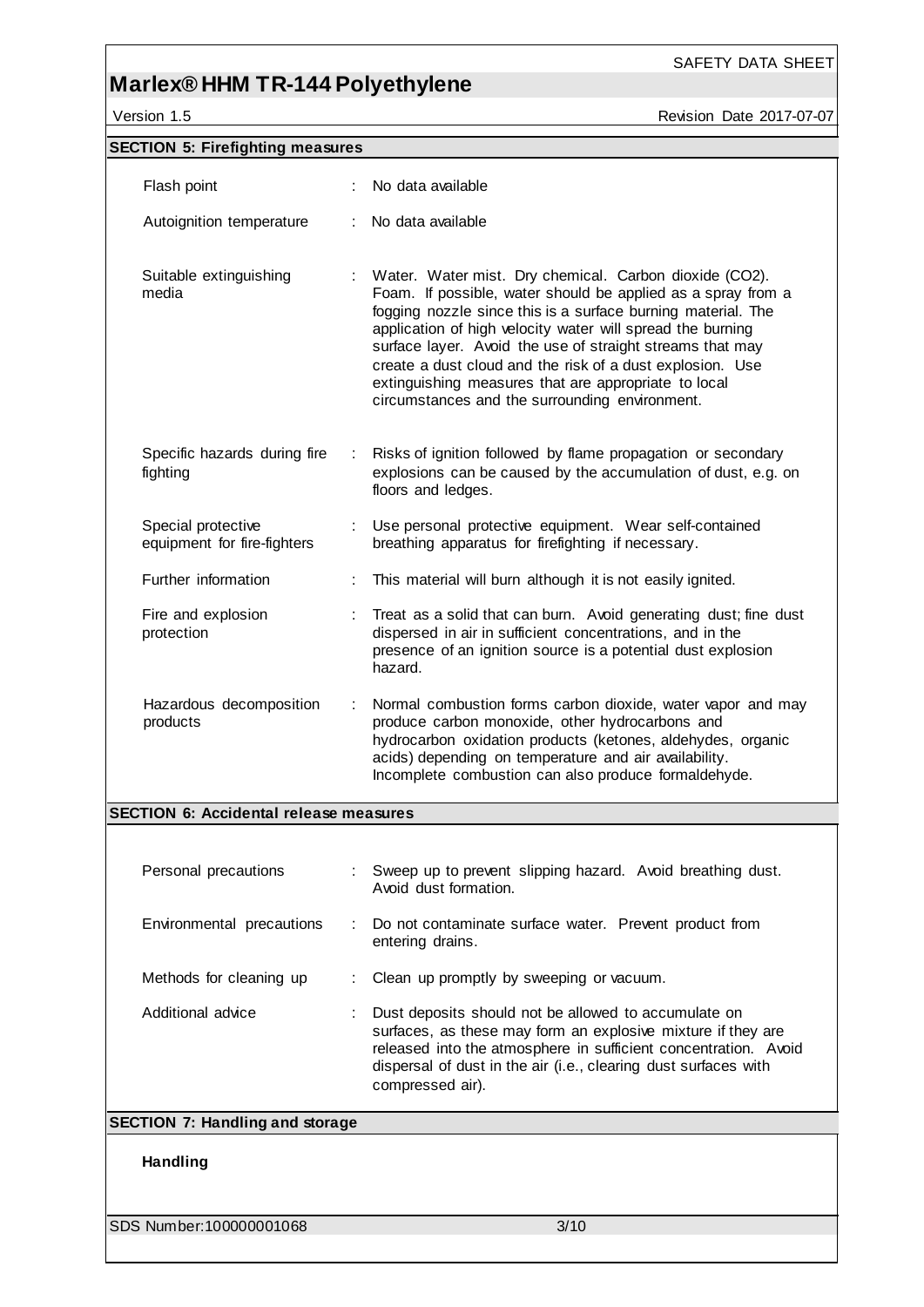## SECTION 5: Firefighting measures

| | |
|---|---|
| Flash point | No data available |
| Autoignition temperature | No data available |
| Suitable extinguishing media | Water. Water mist. Dry chemical. Carbon dioxide ($CO_2$). Foam. If possible, water should be applied as a spray from a fogging nozzle since this is a surface burning material. The application of high velocity water will spread the burning surface layer. Avoid the use of straight streams that may create a dust cloud and the risk of a dust explosion. Use extinguishing measures that are appropriate to local circumstances and the surrounding environment. |
| Specific hazards during fire fighting | Risks of ignition followed by flame propagation or secondary explosions can be caused by the accumulation of dust, e.g. on floors and ledges. |
| Special protective equipment for fire-fighters | Use personal protective equipment. Wear self-contained breathing apparatus for firefighting if necessary. |
| Further information | This material will burn although it is not easily ignited. |
| Fire and explosion protection | Treat as a solid that can burn. Avoid generating dust; fine dust dispersed in air in sufficient concentrations, and in the presence of an ignition source is a potential dust explosion hazard. |
| Hazardous decomposition products | Normal combustion forms carbon dioxide, water vapor and may produce carbon monoxide, other hydrocarbons and hydrocarbon oxidation products (ketones, aldehydes, organic acids) depending on temperature and air availability. Incomplete combustion can also produce formaldehyde. |

## SECTION 6: Accidental release measures

| | |
|---|---|
| Personal precautions | Sweep up to prevent slipping hazard. Avoid breathing dust. Avoid dust formation. |
| Environmental precautions | Do not contaminate surface water. Prevent product from entering drains. |
| Methods for cleaning up | Clean up promptly by sweeping or vacuum. |
| Additional advice | Dust deposits should not be allowed to accumulate on surfaces, as these may form an explosive mixture if they are released into the atmosphere in sufficient concentration. Avoid dispersal of dust in the air (i.e., clearing dust surfaces with compressed air). |

## SECTION 7: Handling and storage

**Handling**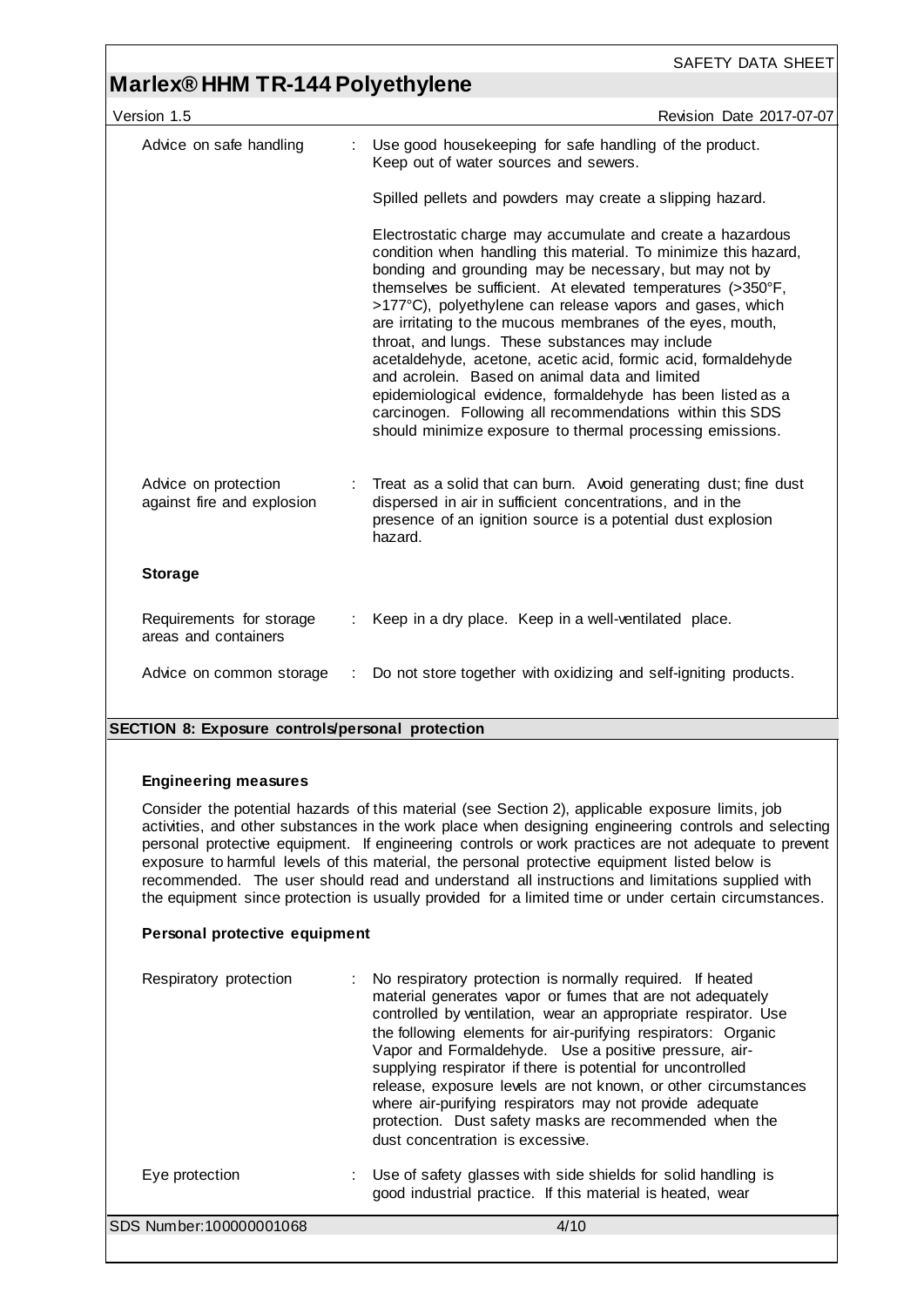| | | |
|---|---|---|
| Advice on safe handling | : | Use good housekeeping for safe handling of the product. Keep out of water sources and sewers.<br><br>Spilled pellets and powders may create a slipping hazard.<br><br>Electrostatic charge may accumulate and create a hazardous condition when handling this material. To minimize this hazard, bonding and grounding may be necessary, but may not by themselves be sufficient. At elevated temperatures (>350°F, >177°C), polyethylene can release vapors and gases, which are irritating to the mucous membranes of the eyes, mouth, throat, and lungs. These substances may include acetaldehyde, acetone, acetic acid, formic acid, formaldehyde and acrolein. Based on animal data and limited epidemiological evidence, formaldehyde has been listed as a carcinogen. Following all recommendations within this SDS should minimize exposure to thermal processing emissions. |
| Advice on protection against fire and explosion | : | Treat as a solid that can burn. Avoid generating dust; fine dust dispersed in air in sufficient concentrations, and in the presence of an ignition source is a potential dust explosion hazard. |

**Storage**

| | | |
|---|---|---|
| Requirements for storage areas and containers | : | Keep in a dry place. Keep in a well-ventilated place. |
| Advice on common storage | : | Do not store together with oxidizing and self-igniting products. |

## SECTION 8: Exposure controls/personal protection

**Engineering measures**

Consider the potential hazards of this material (see Section 2), applicable exposure limits, job activities, and other substances in the work place when designing engineering controls and selecting personal protective equipment. If engineering controls or work practices are not adequate to prevent exposure to harmful levels of this material, the personal protective equipment listed below is recommended. The user should read and understand all instructions and limitations supplied with the equipment since protection is usually provided for a limited time or under certain circumstances.

**Personal protective equipment**

| | | |
|---|---|---|
| Respiratory protection | : | No respiratory protection is normally required. If heated material generates vapor or fumes that are not adequately controlled by ventilation, wear an appropriate respirator. Use the following elements for air-purifying respirators: Organic Vapor and Formaldehyde. Use a positive pressure, air-supplying respirator if there is potential for uncontrolled release, exposure levels are not known, or other circumstances where air-purifying respirators may not provide adequate protection. Dust safety masks are recommended when the dust concentration is excessive. |
| Eye protection | : | Use of safety glasses with side shields for solid handling is good industrial practice. If this material is heated, wear |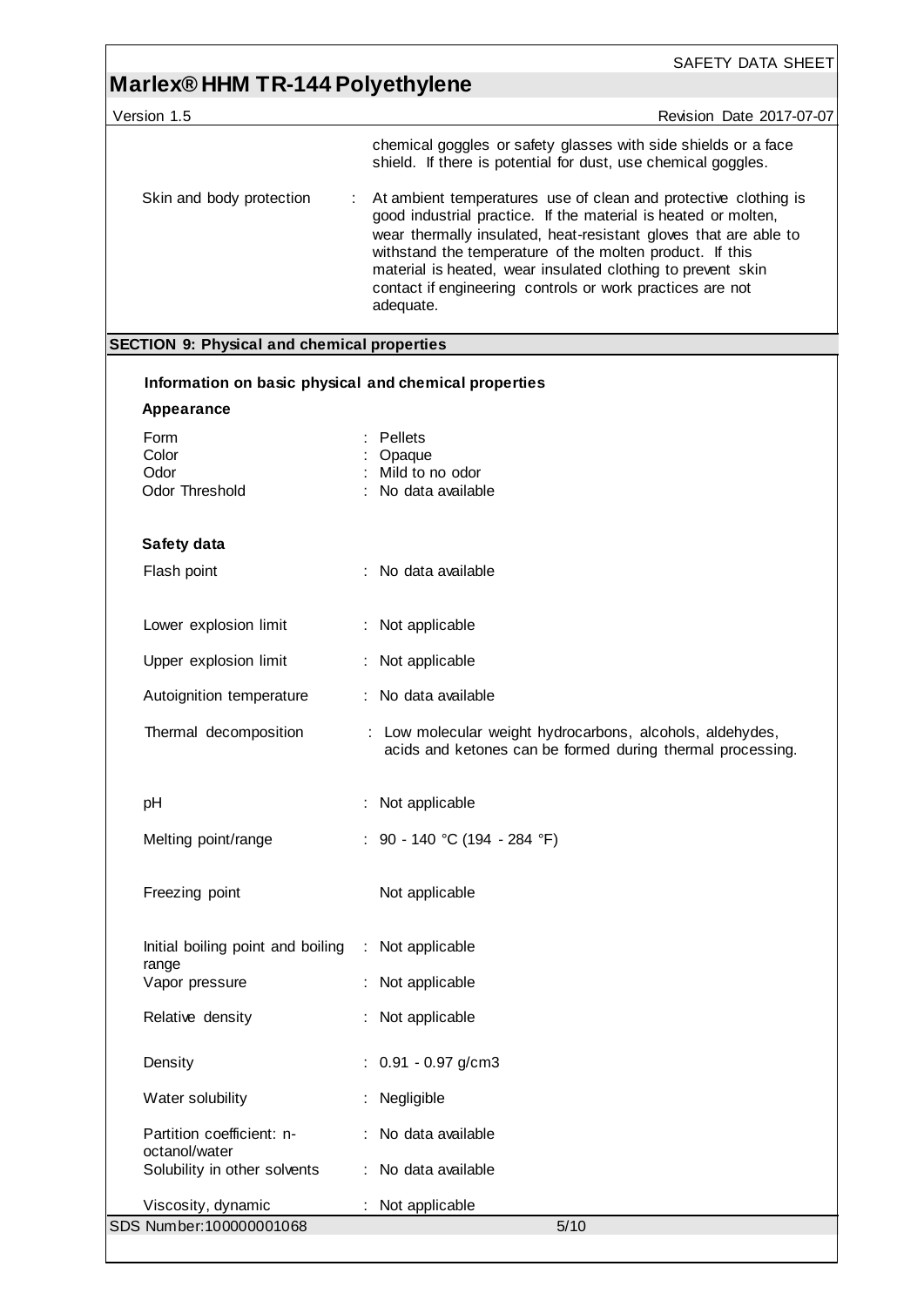chemical goggles or safety glasses with side shields or a face shield. If there is potential for dust, use chemical goggles.

| | |
|---|---|
| Skin and body protection | : At ambient temperatures use of clean and protective clothing is good industrial practice. If the material is heated or molten, wear thermally insulated, heat-resistant gloves that are able to withstand the temperature of the molten product. If this material is heated, wear insulated clothing to prevent skin contact if engineering controls or work practices are not adequate. |

## SECTION 9: Physical and chemical properties

### Information on basic physical and chemical properties

**Appearance**

| | |
|---|---|
| Form | : Pellets |
| Color | : Opaque |
| Odor | : Mild to no odor |
| Odor Threshold | : No data available |

**Safety data**

| | |
|---|---|
| Flash point | : No data available |
| Lower explosion limit | : Not applicable |
| Upper explosion limit | : Not applicable |
| Autoignition temperature | : No data available |
| Thermal decomposition | : Low molecular weight hydrocarbons, alcohols, aldehydes, acids and ketones can be formed during thermal processing. |
| pH | : Not applicable |
| Melting point/range | : 90 - 140 °C (194 - 284 °F) |
| Freezing point | Not applicable |
| Initial boiling point and boiling range | : Not applicable |
| Vapor pressure | : Not applicable |
| Relative density | : Not applicable |
| Density | : 0.91 - 0.97 g/cm3 |
| Water solubility | : Negligible |
| Partition coefficient: n-octanol/water | : No data available |
| Solubility in other solvents | : No data available |
| Viscosity, dynamic | : Not applicable |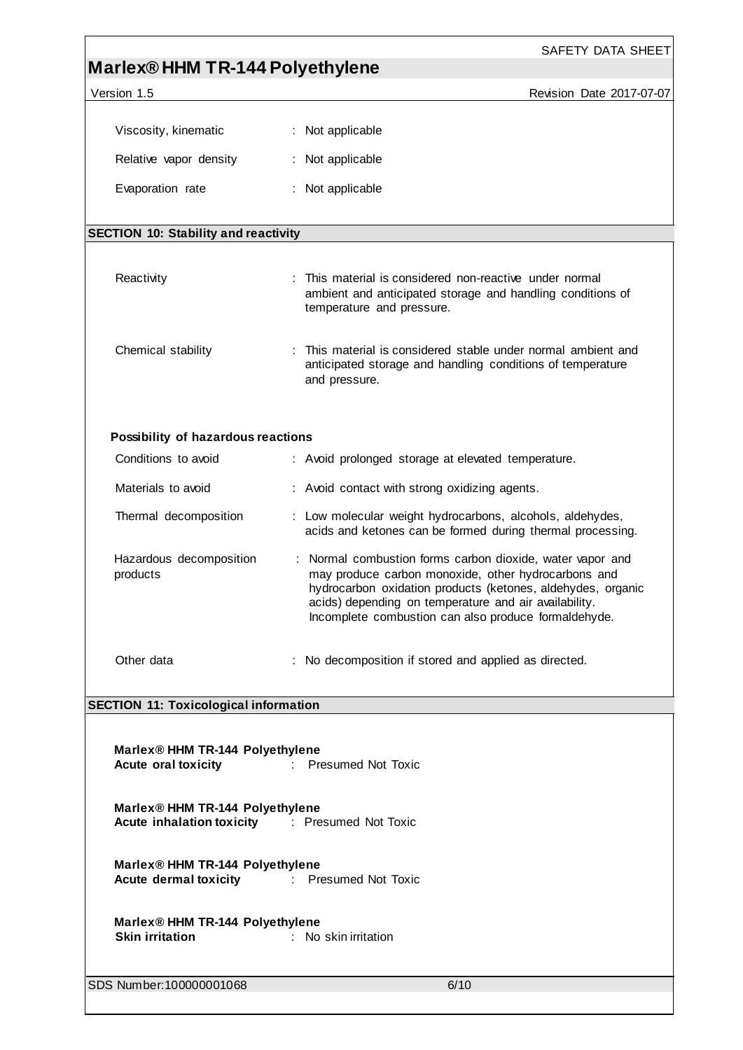| | |
|---|---|
| Viscosity, kinematic | : Not applicable |
| Relative vapor density | : Not applicable |
| Evaporation rate | : Not applicable |

## SECTION 10: Stability and reactivity

| | |
|---|---|
| Reactivity | : This material is considered non-reactive under normal ambient and anticipated storage and handling conditions of temperature and pressure. |
| Chemical stability | : This material is considered stable under normal ambient and anticipated storage and handling conditions of temperature and pressure. |

### Possibility of hazardous reactions

| | |
|---|---|
| Conditions to avoid | : Avoid prolonged storage at elevated temperature. |
| Materials to avoid | : Avoid contact with strong oxidizing agents. |
| Thermal decomposition | : Low molecular weight hydrocarbons, alcohols, aldehydes, acids and ketones can be formed during thermal processing. |
| Hazardous decomposition products | : Normal combustion forms carbon dioxide, water vapor and may produce carbon monoxide, other hydrocarbons and hydrocarbon oxidation products (ketones, aldehydes, organic acids) depending on temperature and air availability. Incomplete combustion can also produce formaldehyde. |
| Other data | : No decomposition if stored and applied as directed. |

## SECTION 11: Toxicological information

**Marlex® HHM TR-144 Polyethylene**
**Acute oral toxicity** : Presumed Not Toxic

**Marlex® HHM TR-144 Polyethylene**
**Acute inhalation toxicity** : Presumed Not Toxic

**Marlex® HHM TR-144 Polyethylene**
**Acute dermal toxicity** : Presumed Not Toxic

**Marlex® HHM TR-144 Polyethylene**
**Skin irritation** : No skin irritation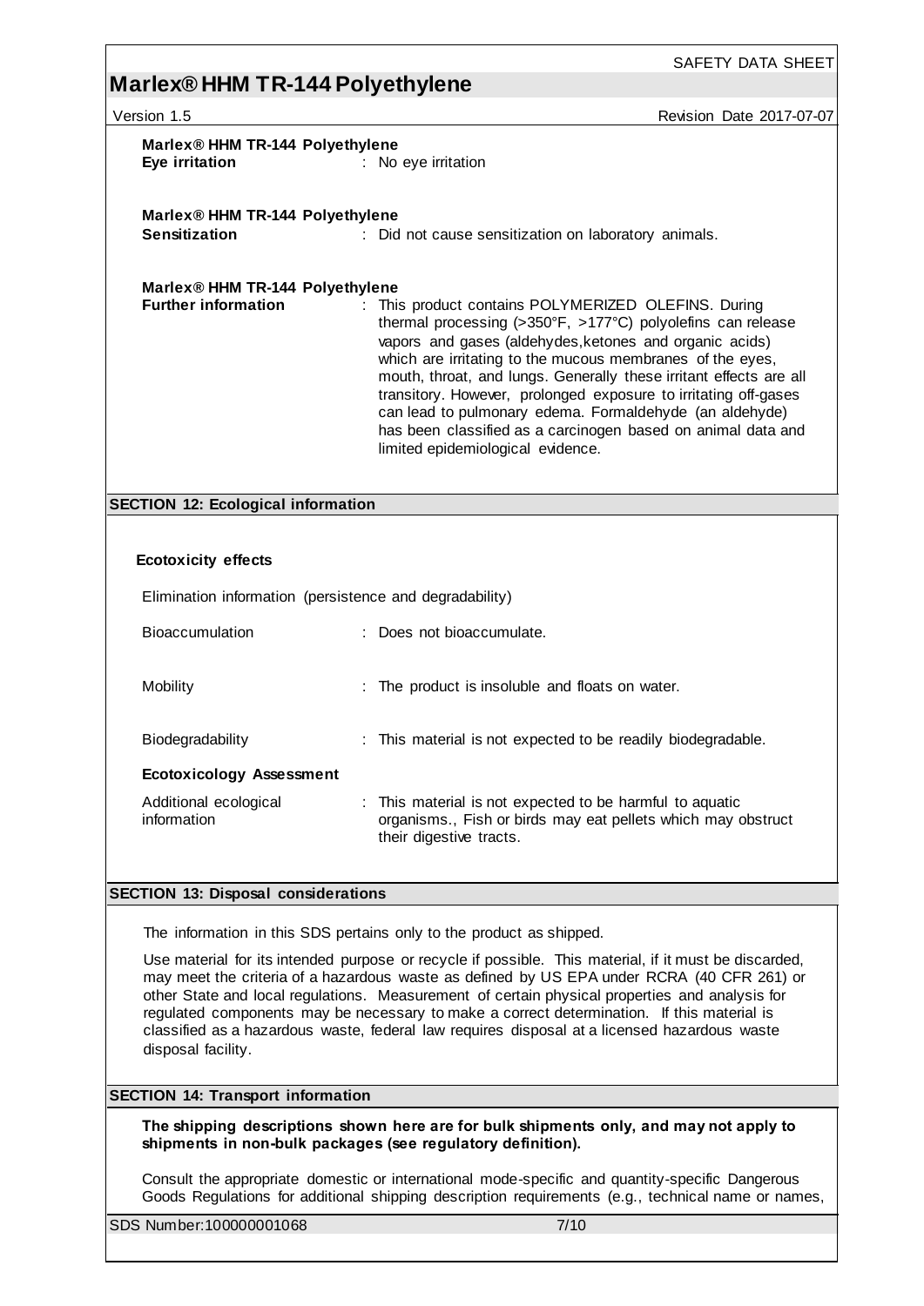**Marlex® HHM TR-144 Polyethylene**

**Eye irritation** : No eye irritation

**Marlex® HHM TR-144 Polyethylene**

**Sensitization** : Did not cause sensitization on laboratory animals.

**Marlex® HHM TR-144 Polyethylene**

**Further information** : This product contains POLYMERIZED OLEFINS. During thermal processing (>350°F, >177°C) polyolefins can release vapors and gases (aldehydes,ketones and organic acids) which are irritating to the mucous membranes of the eyes, mouth, throat, and lungs. Generally these irritant effects are all transitory. However, prolonged exposure to irritating off-gases can lead to pulmonary edema. Formaldehyde (an aldehyde) has been classified as a carcinogen based on animal data and limited epidemiological evidence.

## SECTION 12: Ecological information

**Ecotoxicity effects**

Elimination information (persistence and degradability)

Bioaccumulation : Does not bioaccumulate.

Mobility : The product is insoluble and floats on water.

Biodegradability : This material is not expected to be readily biodegradable.

**Ecotoxicology Assessment**

Additional ecological information : This material is not expected to be harmful to aquatic organisms., Fish or birds may eat pellets which may obstruct their digestive tracts.

## SECTION 13: Disposal considerations

The information in this SDS pertains only to the product as shipped.

Use material for its intended purpose or recycle if possible. This material, if it must be discarded, may meet the criteria of a hazardous waste as defined by US EPA under RCRA (40 CFR 261) or other State and local regulations. Measurement of certain physical properties and analysis for regulated components may be necessary to make a correct determination. If this material is classified as a hazardous waste, federal law requires disposal at a licensed hazardous waste disposal facility.

## SECTION 14: Transport information

**The shipping descriptions shown here are for bulk shipments only, and may not apply to shipments in non-bulk packages (see regulatory definition).**

Consult the appropriate domestic or international mode-specific and quantity-specific Dangerous Goods Regulations for additional shipping description requirements (e.g., technical name or names,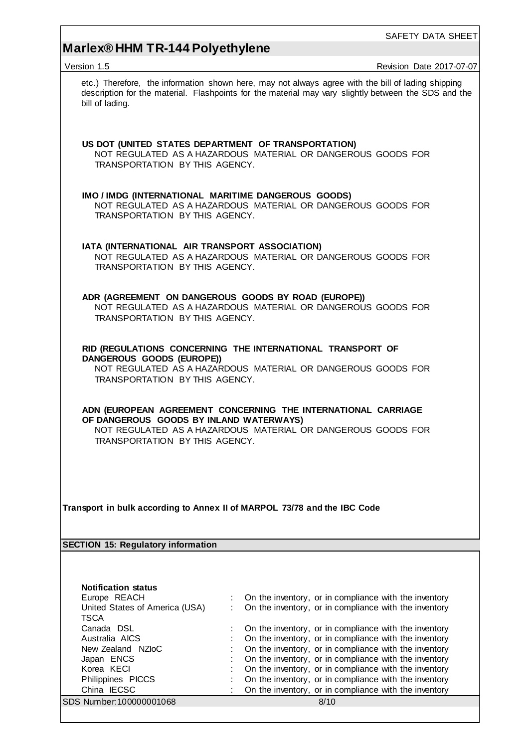etc.) Therefore, the information shown here, may not always agree with the bill of lading shipping description for the material. Flashpoints for the material may vary slightly between the SDS and the bill of lading.

**US DOT (UNITED STATES DEPARTMENT OF TRANSPORTATION)**
NOT REGULATED AS A HAZARDOUS MATERIAL OR DANGEROUS GOODS FOR TRANSPORTATION BY THIS AGENCY.

**IMO / IMDG (INTERNATIONAL MARITIME DANGEROUS GOODS)**
NOT REGULATED AS A HAZARDOUS MATERIAL OR DANGEROUS GOODS FOR TRANSPORTATION BY THIS AGENCY.

**IATA (INTERNATIONAL AIR TRANSPORT ASSOCIATION)**
NOT REGULATED AS A HAZARDOUS MATERIAL OR DANGEROUS GOODS FOR TRANSPORTATION BY THIS AGENCY.

**ADR (AGREEMENT ON DANGEROUS GOODS BY ROAD (EUROPE))**
NOT REGULATED AS A HAZARDOUS MATERIAL OR DANGEROUS GOODS FOR TRANSPORTATION BY THIS AGENCY.

**RID (REGULATIONS CONCERNING THE INTERNATIONAL TRANSPORT OF DANGEROUS GOODS (EUROPE))**
NOT REGULATED AS A HAZARDOUS MATERIAL OR DANGEROUS GOODS FOR TRANSPORTATION BY THIS AGENCY.

**ADN (EUROPEAN AGREEMENT CONCERNING THE INTERNATIONAL CARRIAGE OF DANGEROUS GOODS BY INLAND WATERWAYS)**
NOT REGULATED AS A HAZARDOUS MATERIAL OR DANGEROUS GOODS FOR TRANSPORTATION BY THIS AGENCY.

**Transport in bulk according to Annex II of MARPOL 73/78 and the IBC Code**

## SECTION 15: Regulatory information

**Notification status**

| | | |
|---|---|---|
| Europe REACH | : | On the inventory, or in compliance with the inventory |
| United States of America (USA) TSCA | : | On the inventory, or in compliance with the inventory |
| Canada DSL | : | On the inventory, or in compliance with the inventory |
| Australia AICS | : | On the inventory, or in compliance with the inventory |
| New Zealand NZIoC | : | On the inventory, or in compliance with the inventory |
| Japan ENCS | : | On the inventory, or in compliance with the inventory |
| Korea KECI | : | On the inventory, or in compliance with the inventory |
| Philippines PICCS | : | On the inventory, or in compliance with the inventory |
| China IECSC | : | On the inventory, or in compliance with the inventory |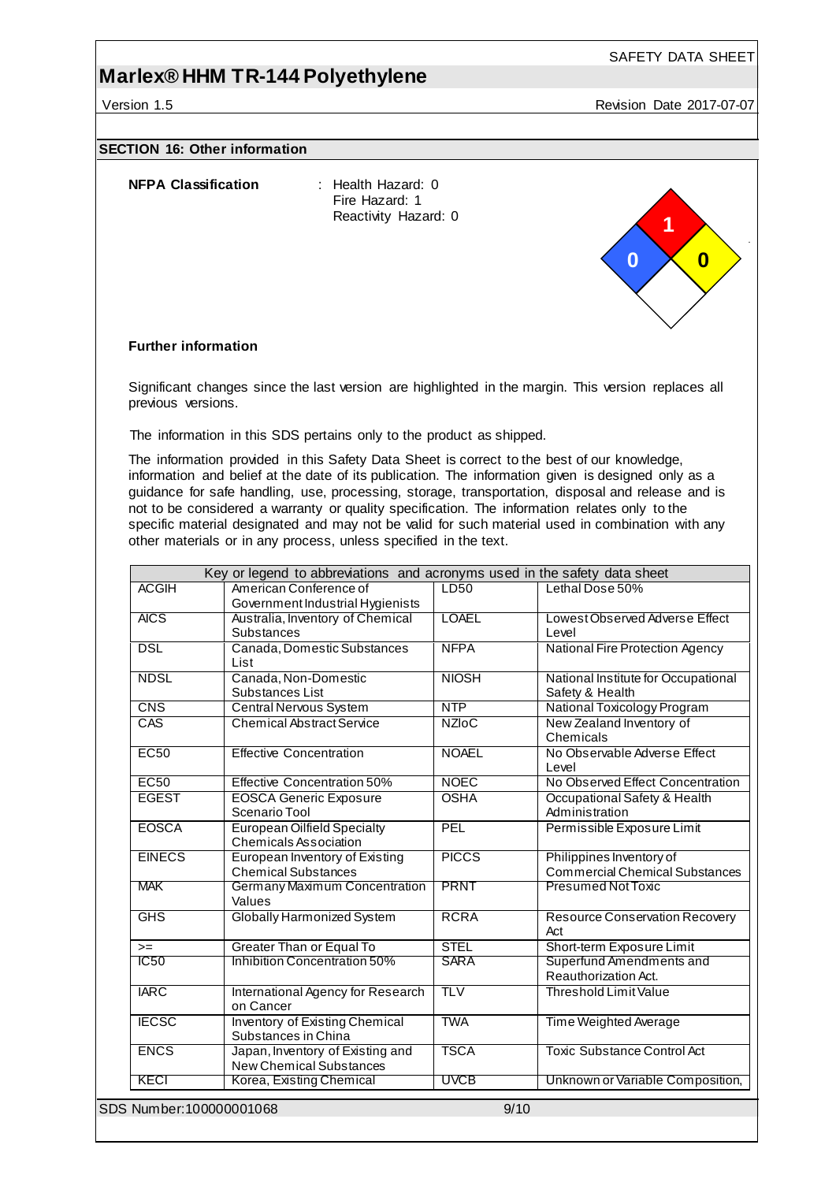## SECTION 16: Other information

**NFPA Classification** : Health Hazard: 0
Fire Hazard: 1
Reactivity Hazard: 0

**Further information**

Significant changes since the last version are highlighted in the margin. This version replaces all previous versions.

The information in this SDS pertains only to the product as shipped.

The information provided in this Safety Data Sheet is correct to the best of our knowledge, information and belief at the date of its publication. The information given is designed only as a guidance for safe handling, use, processing, storage, transportation, disposal and release and is not to be considered a warranty or quality specification. The information relates only to the specific material designated and may not be valid for such material used in combination with any other materials or in any process, unless specified in the text.

| Key or legend to abbreviations and acronyms used in the safety data sheet | | | |
|---|---|---|---|
| ACGIH | American Conference of Government Industrial Hygienists | LD50 | Lethal Dose 50% |
| AICS | Australia, Inventory of Chemical Substances | LOAEL | Lowest Observed Adverse Effect Level |
| DSL | Canada, Domestic Substances List | NFPA | National Fire Protection Agency |
| NDSL | Canada, Non-Domestic Substances List | NIOSH | National Institute for Occupational Safety & Health |
| CNS | Central Nervous System | NTP | National Toxicology Program |
| CAS | Chemical Abstract Service | NZIoC | New Zealand Inventory of Chemicals |
| EC50 | Effective Concentration | NOAEL | No Observable Adverse Effect Level |
| EC50 | Effective Concentration 50% | NOEC | No Observed Effect Concentration |
| EGEST | EOSCA Generic Exposure Scenario Tool | OSHA | Occupational Safety & Health Administration |
| EOSCA | European Oilfield Specialty Chemicals Association | PEL | Permissible Exposure Limit |
| EINECS | European Inventory of Existing Chemical Substances | PICCS | Philippines Inventory of Commercial Chemical Substances |
| MAK | Germany Maximum Concentration Values | PRNT | Presumed Not Toxic |
| GHS | Globally Harmonized System | RCRA | Resource Conservation Recovery Act |
| >= | Greater Than or Equal To | STEL | Short-term Exposure Limit |
| IC50 | Inhibition Concentration 50% | SARA | Superfund Amendments and Reauthorization Act. |
| IARC | International Agency for Research on Cancer | TLV | Threshold Limit Value |
| IECSC | Inventory of Existing Chemical Substances in China | TWA | Time Weighted Average |
| ENCS | Japan, Inventory of Existing and New Chemical Substances | TSCA | Toxic Substance Control Act |
| KECI | Korea, Existing Chemical | UVCB | Unknown or Variable Composition, |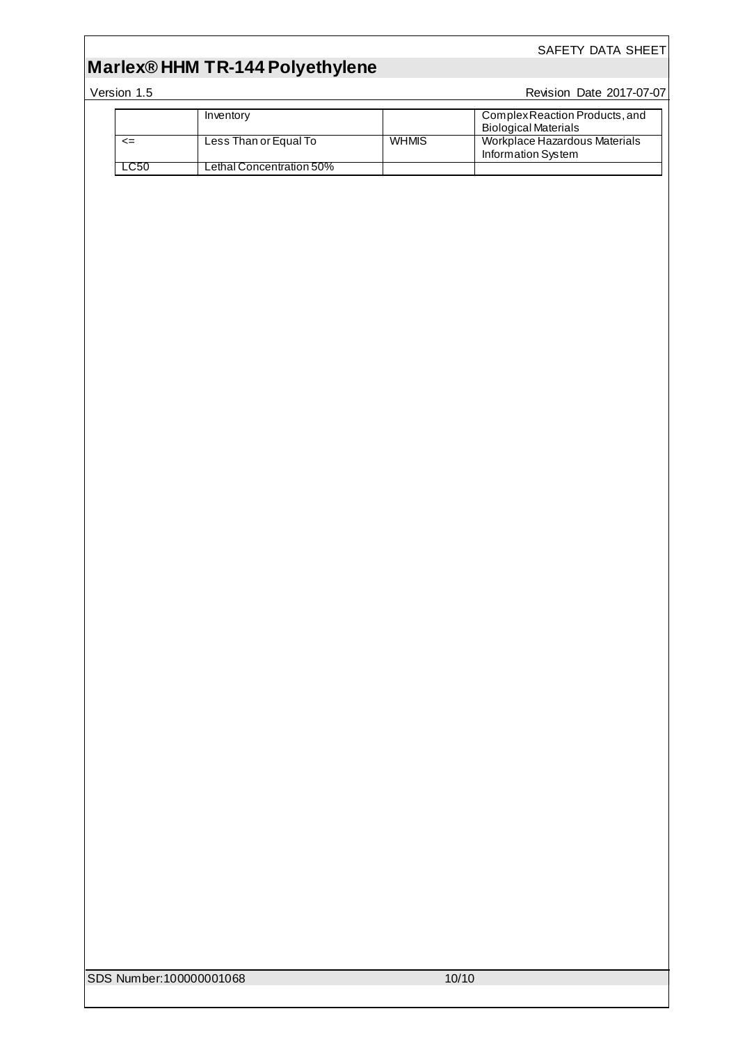| | | | |
|---|---|---|---|
| | Inventory | | Complex Reaction Products, and Biological Materials |
| <= | Less Than or Equal To | WHMIS | Workplace Hazardous Materials Information System |
| LC50 | Lethal Concentration 50% | | |